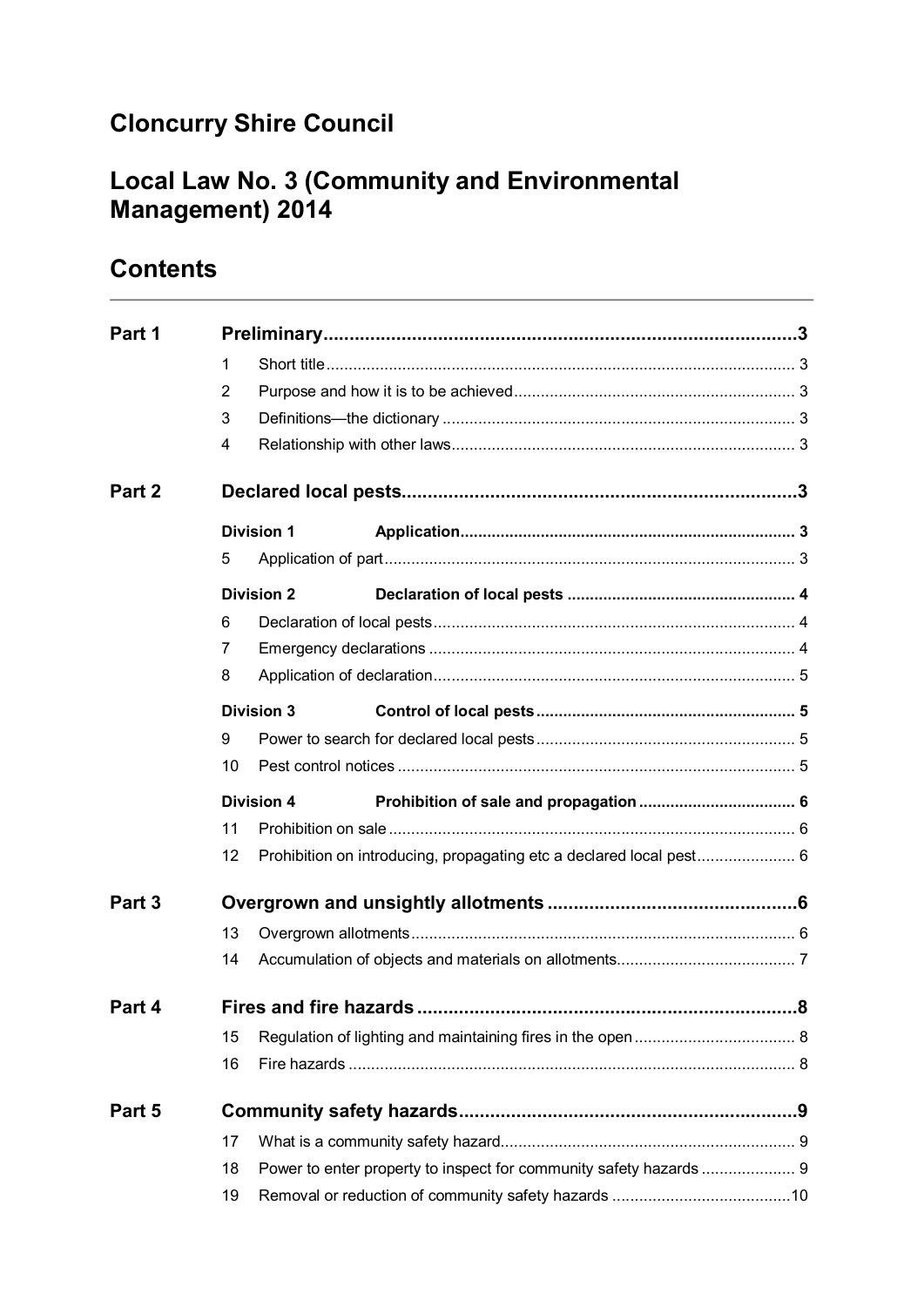# Cloncurry Shire Council

# Local Law No. 3 (Community and Environmental Management) 2014

## Contents

| | | |
|---|---|---|
| **Part 1** | **Preliminary** | **3** |
| | 1 Short title | 3 |
| | 2 Purpose and how it is to be achieved | 3 |
| | 3 Definitions—the dictionary | 3 |
| | 4 Relationship with other laws | 3 |
| **Part 2** | **Declared local pests** | **3** |
| | **Division 1 Application** | **3** |
| | 5 Application of part | 3 |
| | **Division 2 Declaration of local pests** | **4** |
| | 6 Declaration of local pests | 4 |
| | 7 Emergency declarations | 4 |
| | 8 Application of declaration | 5 |
| | **Division 3 Control of local pests** | **5** |
| | 9 Power to search for declared local pests | 5 |
| | 10 Pest control notices | 5 |
| | **Division 4 Prohibition of sale and propagation** | **6** |
| | 11 Prohibition on sale | 6 |
| | 12 Prohibition on introducing, propagating etc a declared local pest | 6 |
| **Part 3** | **Overgrown and unsightly allotments** | **6** |
| | 13 Overgrown allotments | 6 |
| | 14 Accumulation of objects and materials on allotments | 7 |
| **Part 4** | **Fires and fire hazards** | **8** |
| | 15 Regulation of lighting and maintaining fires in the open | 8 |
| | 16 Fire hazards | 8 |
| **Part 5** | **Community safety hazards** | **9** |
| | 17 What is a community safety hazard | 9 |
| | 18 Power to enter property to inspect for community safety hazards | 9 |
| | 19 Removal or reduction of community safety hazards | 10 |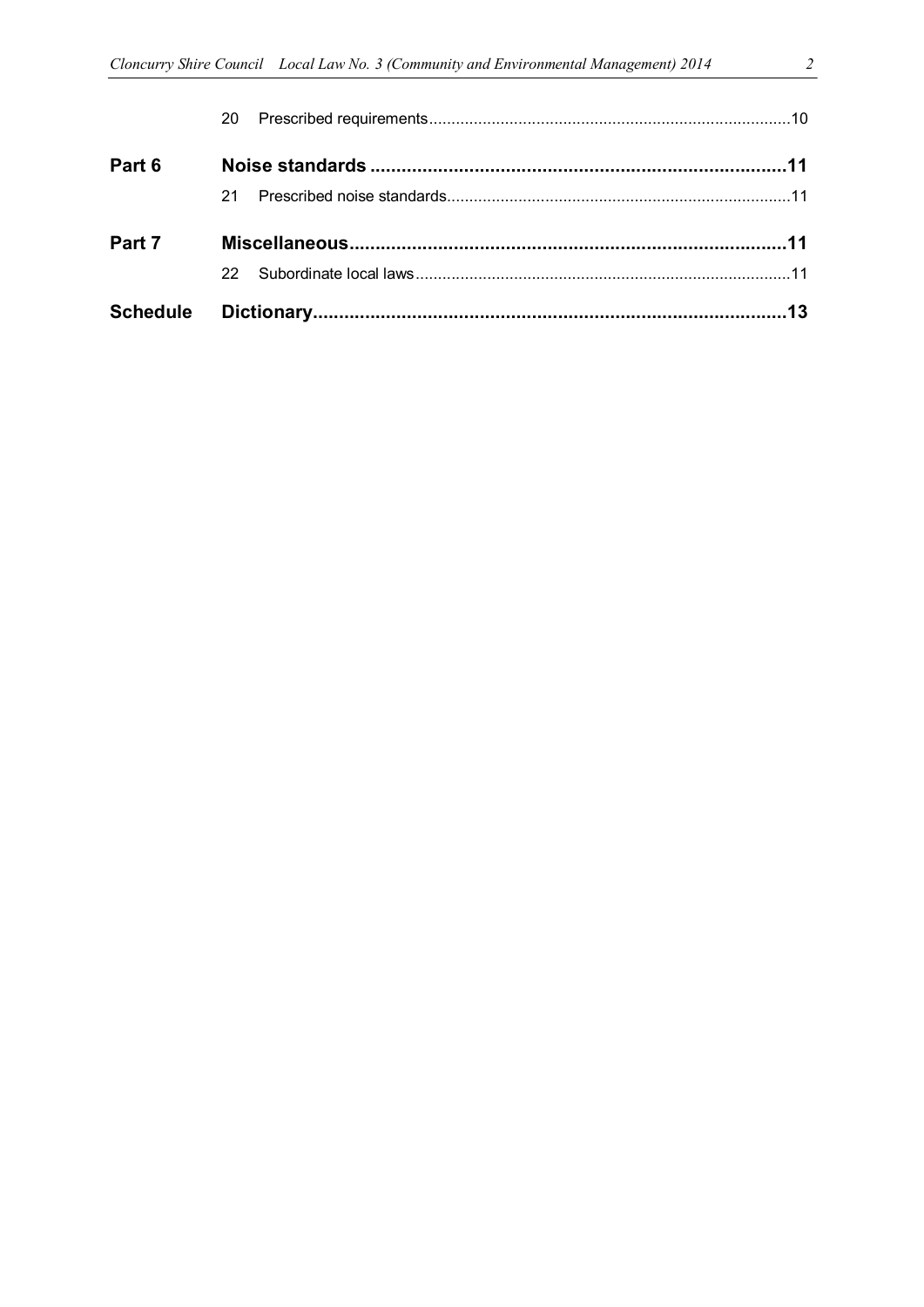| | | |
|---|---|---|
| | 20 Prescribed requirements | 10 |
| **Part 6** | **Noise standards** | **11** |
| | 21 Prescribed noise standards | 11 |
| **Part 7** | **Miscellaneous** | **11** |
| | 22 Subordinate local laws | 11 |
| **Schedule** | **Dictionary** | **13** |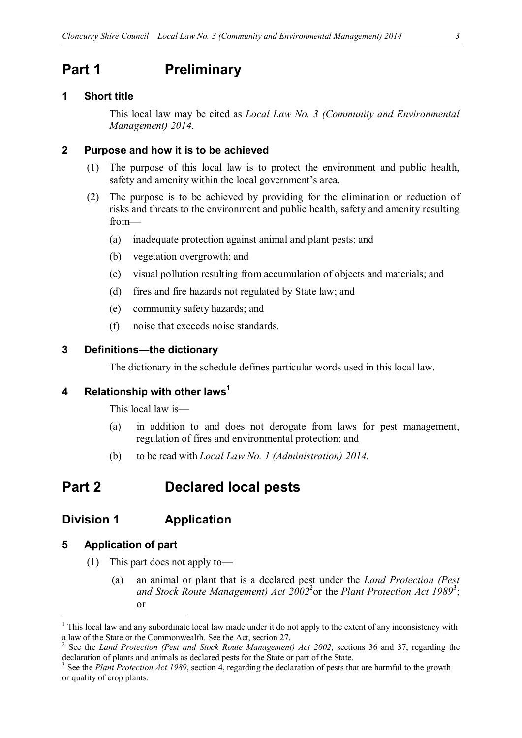# Part 1 Preliminary

### 1 Short title

This local law may be cited as *Local Law No. 3 (Community and Environmental Management) 2014.*

### 2 Purpose and how it is to be achieved

(1) The purpose of this local law is to protect the environment and public health, safety and amenity within the local government's area.

(2) The purpose is to be achieved by providing for the elimination or reduction of risks and threats to the environment and public health, safety and amenity resulting from—

(a) inadequate protection against animal and plant pests; and

(b) vegetation overgrowth; and

(c) visual pollution resulting from accumulation of objects and materials; and

(d) fires and fire hazards not regulated by State law; and

(e) community safety hazards; and

(f) noise that exceeds noise standards.

### 3 Definitions—the dictionary

The dictionary in the schedule defines particular words used in this local law.

### 4 Relationship with other laws[1]

This local law is—

(a) in addition to and does not derogate from laws for pest management, regulation of fires and environmental protection; and

(b) to be read with *Local Law No. 1 (Administration) 2014.*

# Part 2 Declared local pests

## Division 1 Application

### 5 Application of part

(1) This part does not apply to—

(a) an animal or plant that is a declared pest under the *Land Protection (Pest and Stock Route Management) Act 2002*[2] or the *Plant Protection Act 1989*[3]; or

---

[1] This local law and any subordinate local law made under it do not apply to the extent of any inconsistency with a law of the State or the Commonwealth. See the Act, section 27.

[2] See the *Land Protection (Pest and Stock Route Management) Act 2002*, sections 36 and 37, regarding the declaration of plants and animals as declared pests for the State or part of the State.

[3] See the *Plant Protection Act 1989*, section 4, regarding the declaration of pests that are harmful to the growth or quality of crop plants.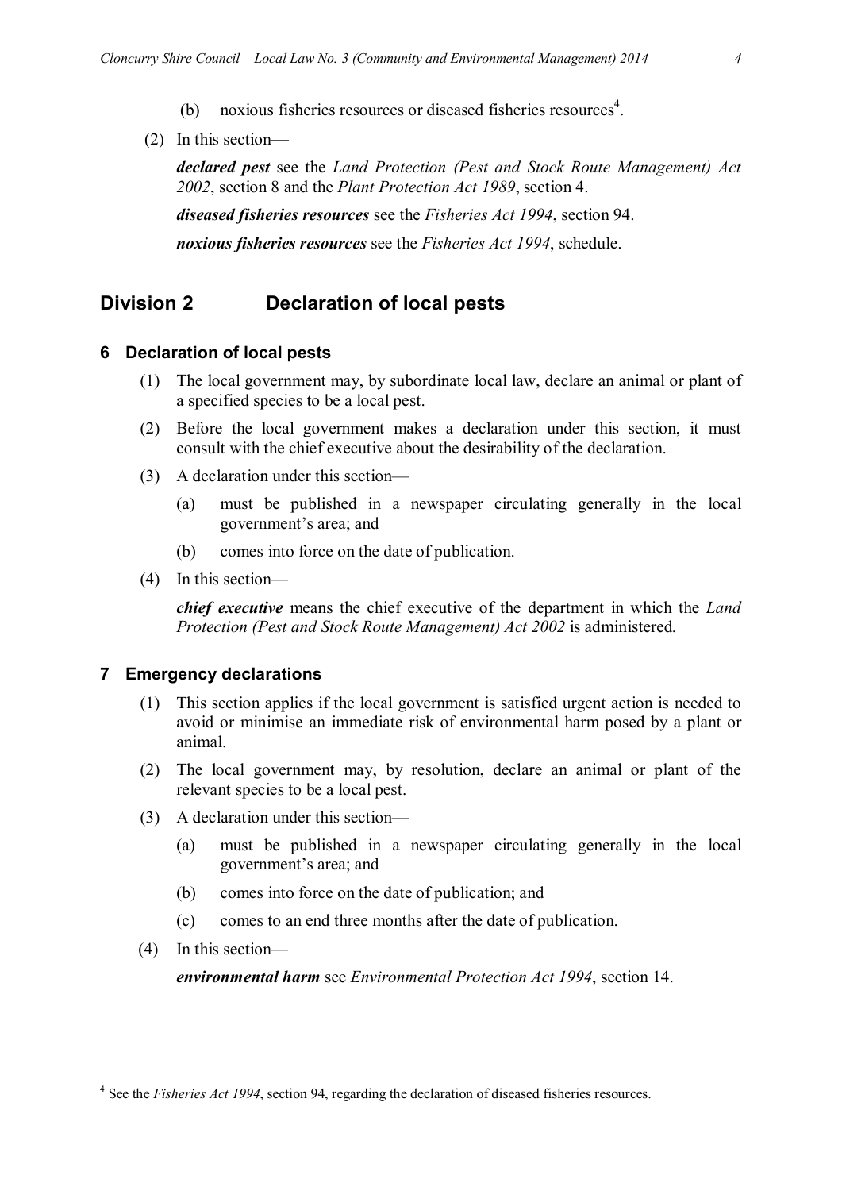(b) noxious fisheries resources or diseased fisheries resources[4].

(2) In this section—

***declared pest*** see the *Land Protection (Pest and Stock Route Management) Act 2002*, section 8 and the *Plant Protection Act 1989*, section 4.

***diseased fisheries resources*** see the *Fisheries Act 1994*, section 94.

***noxious fisheries resources*** see the *Fisheries Act 1994*, schedule.

## Division 2 Declaration of local pests

### 6 Declaration of local pests

(1) The local government may, by subordinate local law, declare an animal or plant of a specified species to be a local pest.

(2) Before the local government makes a declaration under this section, it must consult with the chief executive about the desirability of the declaration.

(3) A declaration under this section—

(a) must be published in a newspaper circulating generally in the local government's area; and

(b) comes into force on the date of publication.

(4) In this section—

***chief executive*** means the chief executive of the department in which the *Land Protection (Pest and Stock Route Management) Act 2002* is administered.

### 7 Emergency declarations

(1) This section applies if the local government is satisfied urgent action is needed to avoid or minimise an immediate risk of environmental harm posed by a plant or animal.

(2) The local government may, by resolution, declare an animal or plant of the relevant species to be a local pest.

(3) A declaration under this section—

(a) must be published in a newspaper circulating generally in the local government's area; and

(b) comes into force on the date of publication; and

(c) comes to an end three months after the date of publication.

(4) In this section—

***environmental harm*** see *Environmental Protection Act 1994*, section 14.

---

[4] See the *Fisheries Act 1994*, section 94, regarding the declaration of diseased fisheries resources.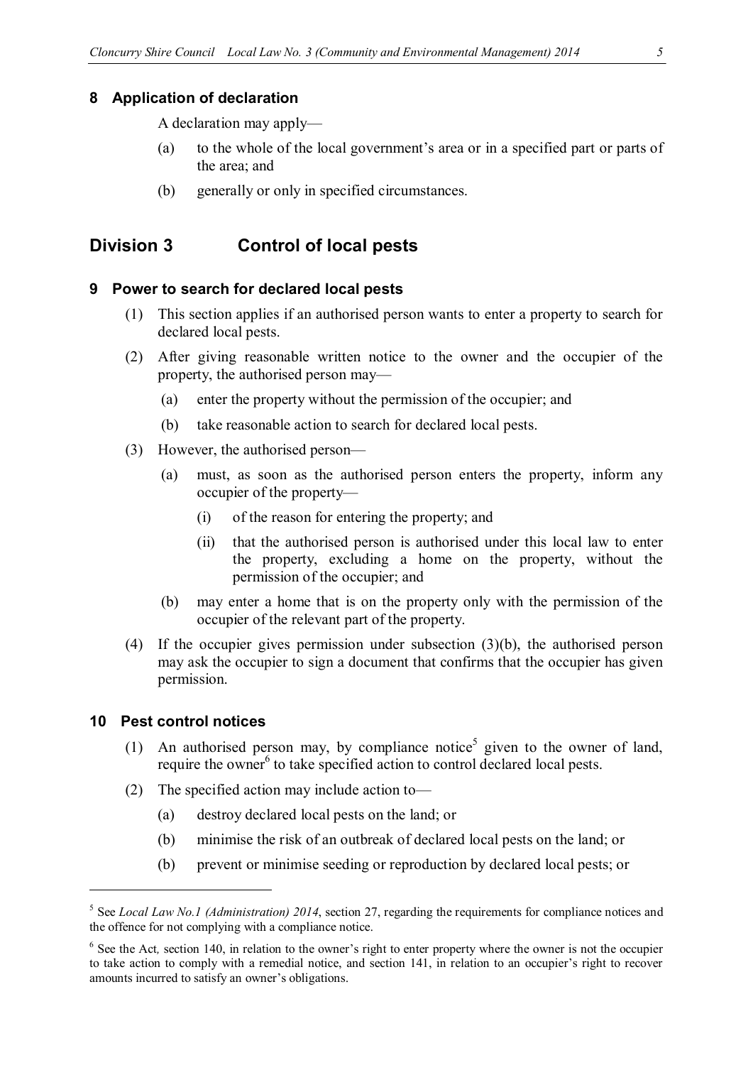### 8 Application of declaration

A declaration may apply—

(a) to the whole of the local government's area or in a specified part or parts of the area; and

(b) generally or only in specified circumstances.

## Division 3 Control of local pests

### 9 Power to search for declared local pests

(1) This section applies if an authorised person wants to enter a property to search for declared local pests.

(2) After giving reasonable written notice to the owner and the occupier of the property, the authorised person may—

(a) enter the property without the permission of the occupier; and

(b) take reasonable action to search for declared local pests.

(3) However, the authorised person—

(a) must, as soon as the authorised person enters the property, inform any occupier of the property—

(i) of the reason for entering the property; and

(ii) that the authorised person is authorised under this local law to enter the property, excluding a home on the property, without the permission of the occupier; and

(b) may enter a home that is on the property only with the permission of the occupier of the relevant part of the property.

(4) If the occupier gives permission under subsection (3)(b), the authorised person may ask the occupier to sign a document that confirms that the occupier has given permission.

### 10 Pest control notices

(1) An authorised person may, by compliance notice[5] given to the owner of land, require the owner[6] to take specified action to control declared local pests.

(2) The specified action may include action to—

(a) destroy declared local pests on the land; or

(b) minimise the risk of an outbreak of declared local pests on the land; or

(b) prevent or minimise seeding or reproduction by declared local pests; or

---

[5] See *Local Law No.1 (Administration) 2014*, section 27, regarding the requirements for compliance notices and the offence for not complying with a compliance notice.

[6] See the Act, section 140, in relation to the owner's right to enter property where the owner is not the occupier to take action to comply with a remedial notice, and section 141, in relation to an occupier's right to recover amounts incurred to satisfy an owner's obligations.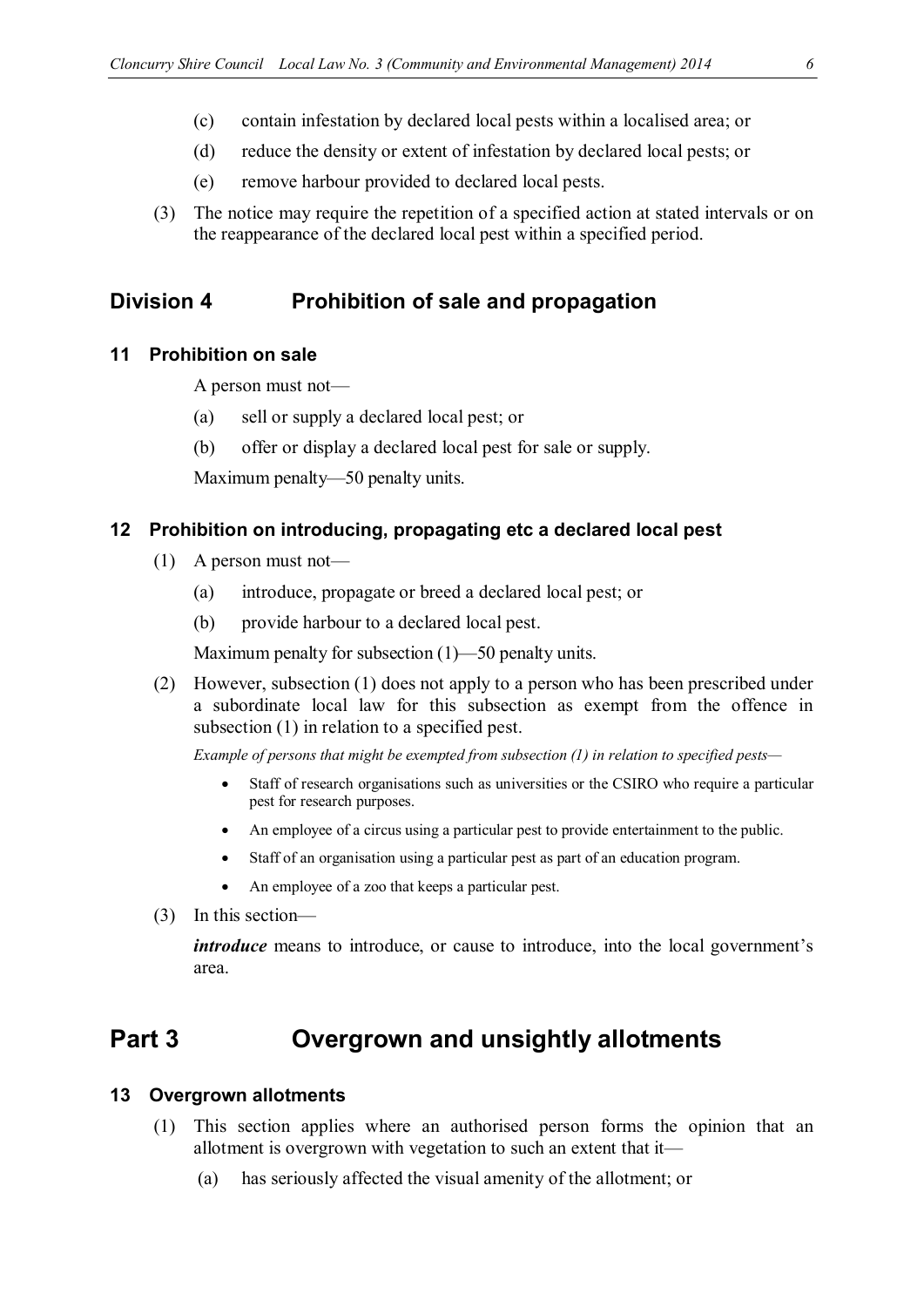(c) contain infestation by declared local pests within a localised area; or

(d) reduce the density or extent of infestation by declared local pests; or

(e) remove harbour provided to declared local pests.

(3) The notice may require the repetition of a specified action at stated intervals or on the reappearance of the declared local pest within a specified period.

## Division 4 Prohibition of sale and propagation

### 11 Prohibition on sale

A person must not—

(a) sell or supply a declared local pest; or

(b) offer or display a declared local pest for sale or supply.

Maximum penalty—50 penalty units.

### 12 Prohibition on introducing, propagating etc a declared local pest

(1) A person must not—

(a) introduce, propagate or breed a declared local pest; or

(b) provide harbour to a declared local pest.

Maximum penalty for subsection (1)—50 penalty units.

(2) However, subsection (1) does not apply to a person who has been prescribed under a subordinate local law for this subsection as exempt from the offence in subsection (1) in relation to a specified pest.

*Example of persons that might be exempted from subsection (1) in relation to specified pests—*

- Staff of research organisations such as universities or the CSIRO who require a particular pest for research purposes.
- An employee of a circus using a particular pest to provide entertainment to the public.
- Staff of an organisation using a particular pest as part of an education program.
- An employee of a zoo that keeps a particular pest.

(3) In this section—

***introduce*** means to introduce, or cause to introduce, into the local government's area.

# Part 3 Overgrown and unsightly allotments

### 13 Overgrown allotments

(1) This section applies where an authorised person forms the opinion that an allotment is overgrown with vegetation to such an extent that it—

(a) has seriously affected the visual amenity of the allotment; or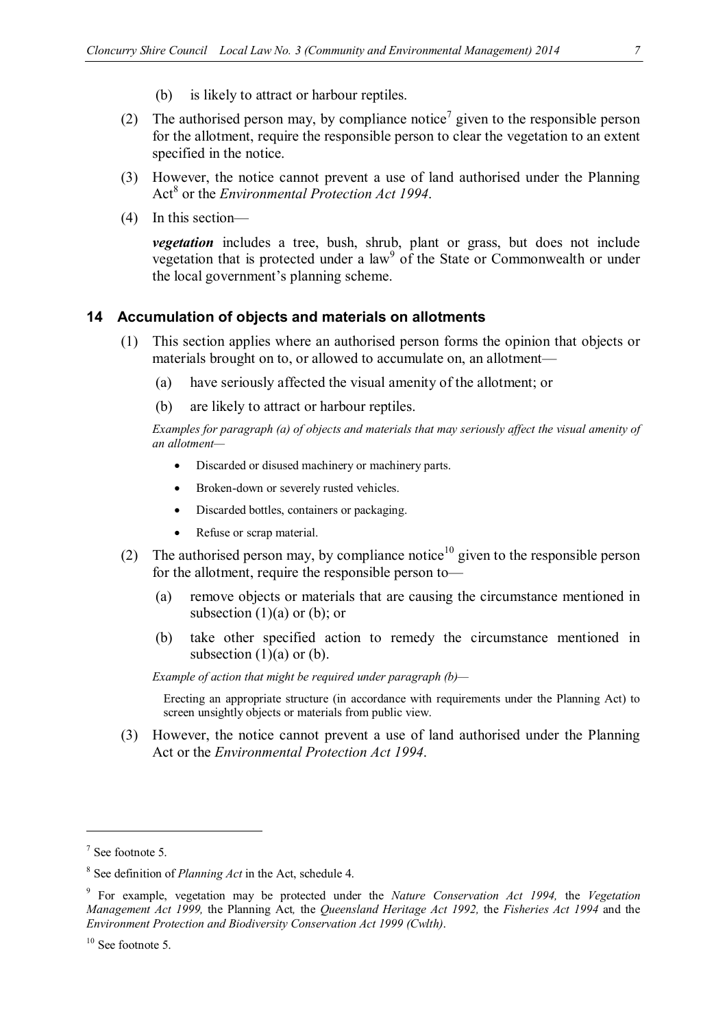(b) is likely to attract or harbour reptiles.

(2) The authorised person may, by compliance notice[7] given to the responsible person for the allotment, require the responsible person to clear the vegetation to an extent specified in the notice.

(3) However, the notice cannot prevent a use of land authorised under the Planning Act[8] or the *Environmental Protection Act 1994*.

(4) In this section—

***vegetation*** includes a tree, bush, shrub, plant or grass, but does not include vegetation that is protected under a law[9] of the State or Commonwealth or under the local government's planning scheme.

## 14 Accumulation of objects and materials on allotments

(1) This section applies where an authorised person forms the opinion that objects or materials brought on to, or allowed to accumulate on, an allotment—

(a) have seriously affected the visual amenity of the allotment; or

(b) are likely to attract or harbour reptiles.

*Examples for paragraph (a) of objects and materials that may seriously affect the visual amenity of an allotment—*

- Discarded or disused machinery or machinery parts.
- Broken-down or severely rusted vehicles.
- Discarded bottles, containers or packaging.
- Refuse or scrap material.

(2) The authorised person may, by compliance notice[10] given to the responsible person for the allotment, require the responsible person to—

(a) remove objects or materials that are causing the circumstance mentioned in subsection (1)(a) or (b); or

(b) take other specified action to remedy the circumstance mentioned in subsection (1)(a) or (b).

*Example of action that might be required under paragraph (b)—*

Erecting an appropriate structure (in accordance with requirements under the Planning Act) to screen unsightly objects or materials from public view.

(3) However, the notice cannot prevent a use of land authorised under the Planning Act or the *Environmental Protection Act 1994*.

---

[7] See footnote 5.

[8] See definition of *Planning Act* in the Act, schedule 4.

[9] For example, vegetation may be protected under the *Nature Conservation Act 1994,* the *Vegetation Management Act 1999,* the Planning Act*,* the *Queensland Heritage Act 1992,* the *Fisheries Act 1994* and the *Environment Protection and Biodiversity Conservation Act 1999 (Cwlth)*.

[10] See footnote 5.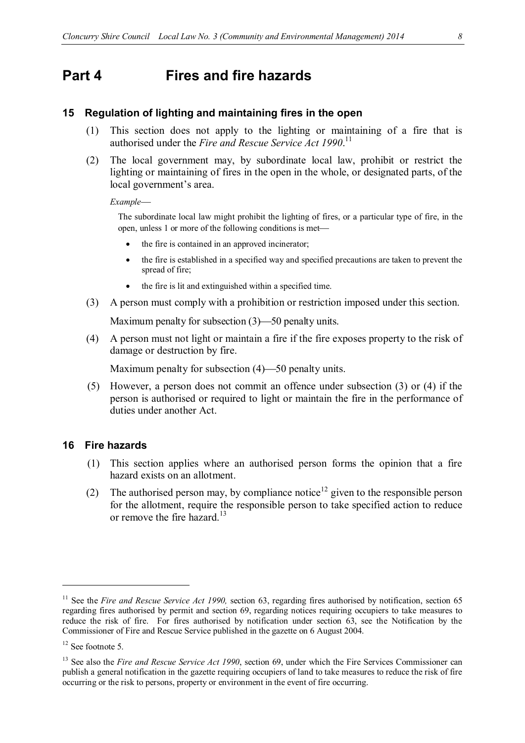# Part 4 Fires and fire hazards

## 15 Regulation of lighting and maintaining fires in the open

(1) This section does not apply to the lighting or maintaining of a fire that is authorised under the *Fire and Rescue Service Act 1990*.[11]

(2) The local government may, by subordinate local law, prohibit or restrict the lighting or maintaining of fires in the open in the whole, or designated parts, of the local government's area.

*Example*—

The subordinate local law might prohibit the lighting of fires, or a particular type of fire, in the open, unless 1 or more of the following conditions is met—

- the fire is contained in an approved incinerator;
- the fire is established in a specified way and specified precautions are taken to prevent the spread of fire;
- the fire is lit and extinguished within a specified time.

(3) A person must comply with a prohibition or restriction imposed under this section.

Maximum penalty for subsection (3)—50 penalty units.

(4) A person must not light or maintain a fire if the fire exposes property to the risk of damage or destruction by fire.

Maximum penalty for subsection (4)—50 penalty units.

(5) However, a person does not commit an offence under subsection (3) or (4) if the person is authorised or required to light or maintain the fire in the performance of duties under another Act.

## 16 Fire hazards

(1) This section applies where an authorised person forms the opinion that a fire hazard exists on an allotment.

(2) The authorised person may, by compliance notice[12] given to the responsible person for the allotment, require the responsible person to take specified action to reduce or remove the fire hazard.[13]

---

[11] See the *Fire and Rescue Service Act 1990,* section 63, regarding fires authorised by notification, section 65 regarding fires authorised by permit and section 69, regarding notices requiring occupiers to take measures to reduce the risk of fire. For fires authorised by notification under section 63, see the Notification by the Commissioner of Fire and Rescue Service published in the gazette on 6 August 2004.

[12] See footnote 5.

[13] See also the *Fire and Rescue Service Act 1990*, section 69, under which the Fire Services Commissioner can publish a general notification in the gazette requiring occupiers of land to take measures to reduce the risk of fire occurring or the risk to persons, property or environment in the event of fire occurring.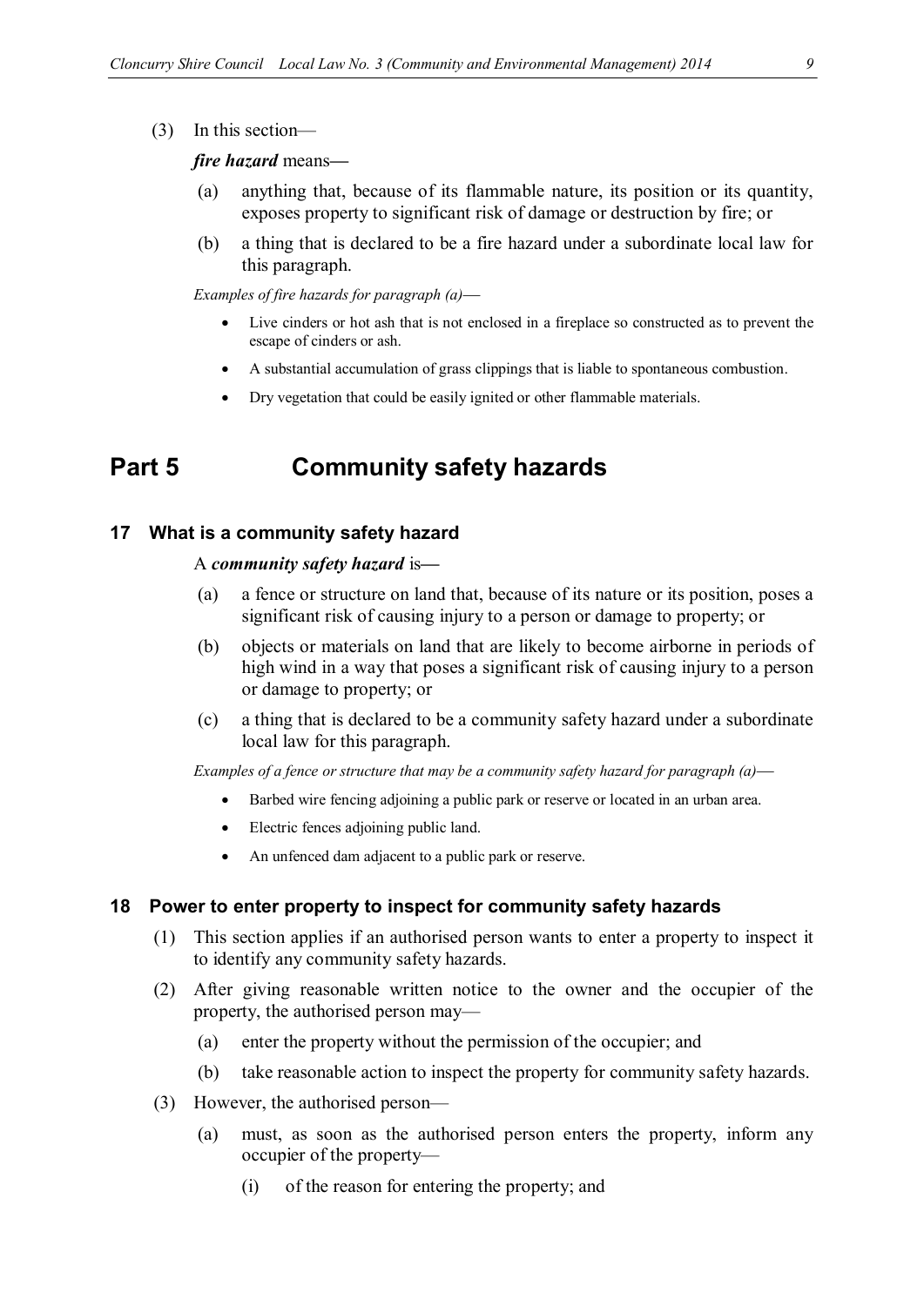(3) In this section—

***fire hazard*** means**—**

(a) anything that, because of its flammable nature, its position or its quantity, exposes property to significant risk of damage or destruction by fire; or

(b) a thing that is declared to be a fire hazard under a subordinate local law for this paragraph.

*Examples of fire hazards for paragraph (a)*—

- Live cinders or hot ash that is not enclosed in a fireplace so constructed as to prevent the escape of cinders or ash.
- A substantial accumulation of grass clippings that is liable to spontaneous combustion.
- Dry vegetation that could be easily ignited or other flammable materials.

# Part 5 Community safety hazards

## 17 What is a community safety hazard

A ***community safety hazard*** is**—**

(a) a fence or structure on land that, because of its nature or its position, poses a significant risk of causing injury to a person or damage to property; or

(b) objects or materials on land that are likely to become airborne in periods of high wind in a way that poses a significant risk of causing injury to a person or damage to property; or

(c) a thing that is declared to be a community safety hazard under a subordinate local law for this paragraph.

*Examples of a fence or structure that may be a community safety hazard for paragraph (a)*—

- Barbed wire fencing adjoining a public park or reserve or located in an urban area.
- Electric fences adjoining public land.
- An unfenced dam adjacent to a public park or reserve.

## 18 Power to enter property to inspect for community safety hazards

(1) This section applies if an authorised person wants to enter a property to inspect it to identify any community safety hazards.

(2) After giving reasonable written notice to the owner and the occupier of the property, the authorised person may—

(a) enter the property without the permission of the occupier; and

(b) take reasonable action to inspect the property for community safety hazards.

(3) However, the authorised person—

(a) must, as soon as the authorised person enters the property, inform any occupier of the property—

(i) of the reason for entering the property; and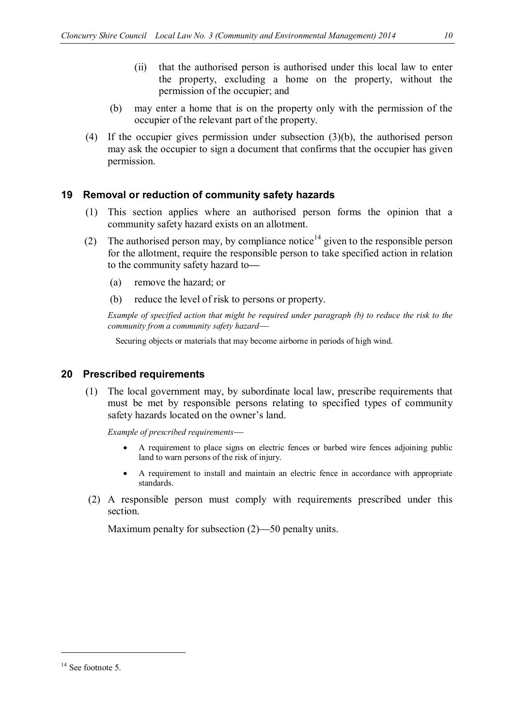(ii) that the authorised person is authorised under this local law to enter the property, excluding a home on the property, without the permission of the occupier; and

(b) may enter a home that is on the property only with the permission of the occupier of the relevant part of the property.

(4) If the occupier gives permission under subsection (3)(b), the authorised person may ask the occupier to sign a document that confirms that the occupier has given permission.

### 19 Removal or reduction of community safety hazards

(1) This section applies where an authorised person forms the opinion that a community safety hazard exists on an allotment.

(2) The authorised person may, by compliance notice[14] given to the responsible person for the allotment, require the responsible person to take specified action in relation to the community safety hazard to—

(a) remove the hazard; or

(b) reduce the level of risk to persons or property.

*Example of specified action that might be required under paragraph (b) to reduce the risk to the community from a community safety hazard—*

Securing objects or materials that may become airborne in periods of high wind.

### 20 Prescribed requirements

(1) The local government may, by subordinate local law, prescribe requirements that must be met by responsible persons relating to specified types of community safety hazards located on the owner's land.

*Example of prescribed requirements—*

- A requirement to place signs on electric fences or barbed wire fences adjoining public land to warn persons of the risk of injury.
- A requirement to install and maintain an electric fence in accordance with appropriate standards.

(2) A responsible person must comply with requirements prescribed under this section.

Maximum penalty for subsection (2)—50 penalty units.

---

[14] See footnote 5.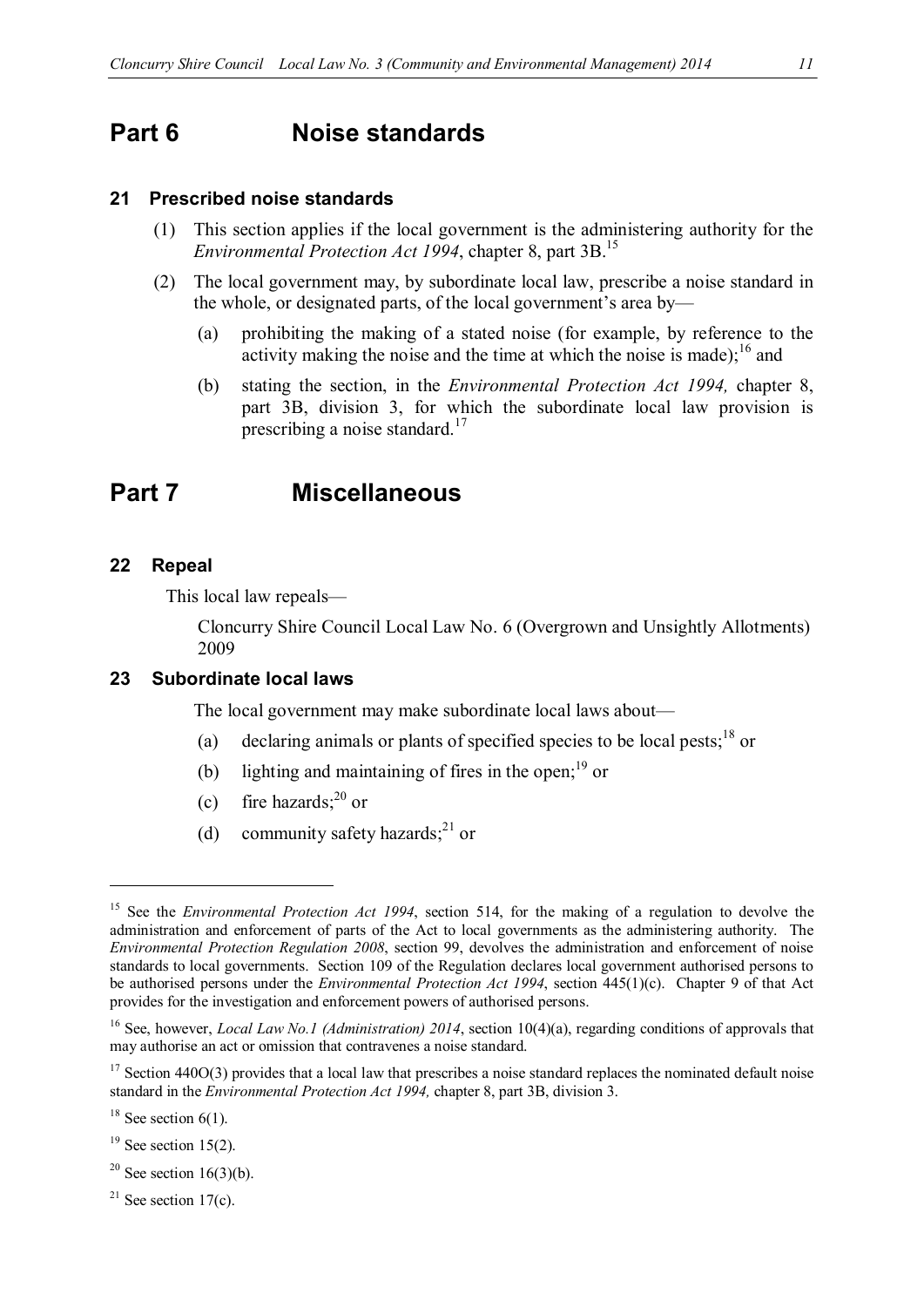# Part 6 Noise standards

### 21 Prescribed noise standards

(1) This section applies if the local government is the administering authority for the *Environmental Protection Act 1994*, chapter 8, part 3B.[15]

(2) The local government may, by subordinate local law, prescribe a noise standard in the whole, or designated parts, of the local government's area by—

(a) prohibiting the making of a stated noise (for example, by reference to the activity making the noise and the time at which the noise is made);[16] and

(b) stating the section, in the *Environmental Protection Act 1994,* chapter 8, part 3B, division 3, for which the subordinate local law provision is prescribing a noise standard.[17]

# Part 7 Miscellaneous

### 22 Repeal

This local law repeals—

Cloncurry Shire Council Local Law No. 6 (Overgrown and Unsightly Allotments) 2009

### 23 Subordinate local laws

The local government may make subordinate local laws about—

(a) declaring animals or plants of specified species to be local pests;[18] or

(b) lighting and maintaining of fires in the open;[19] or

(c) fire hazards;[20] or

(d) community safety hazards;[21] or

---

[15] See the *Environmental Protection Act 1994*, section 514, for the making of a regulation to devolve the administration and enforcement of parts of the Act to local governments as the administering authority. The *Environmental Protection Regulation 2008*, section 99, devolves the administration and enforcement of noise standards to local governments. Section 109 of the Regulation declares local government authorised persons to be authorised persons under the *Environmental Protection Act 1994*, section 445(1)(c). Chapter 9 of that Act provides for the investigation and enforcement powers of authorised persons.

[16] See, however, *Local Law No.1 (Administration) 2014*, section 10(4)(a), regarding conditions of approvals that may authorise an act or omission that contravenes a noise standard.

[17] Section 440O(3) provides that a local law that prescribes a noise standard replaces the nominated default noise standard in the *Environmental Protection Act 1994,* chapter 8, part 3B, division 3.

[18] See section 6(1).

[19] See section 15(2).

[20] See section 16(3)(b).

[21] See section 17(c).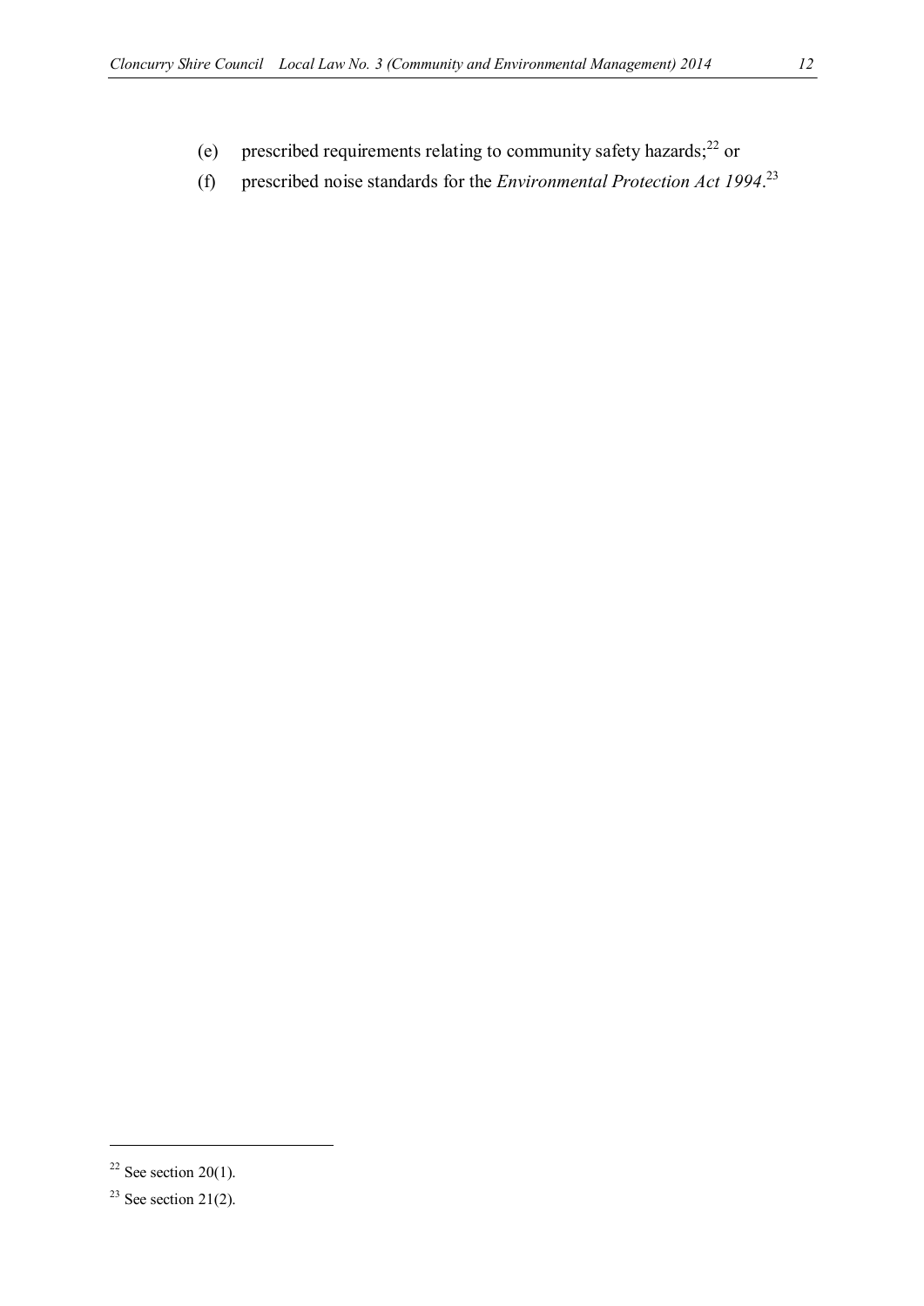(e) prescribed requirements relating to community safety hazards;[22] or

(f) prescribed noise standards for the *Environmental Protection Act 1994*.[23]

[22] See section 20(1).

[23] See section 21(2).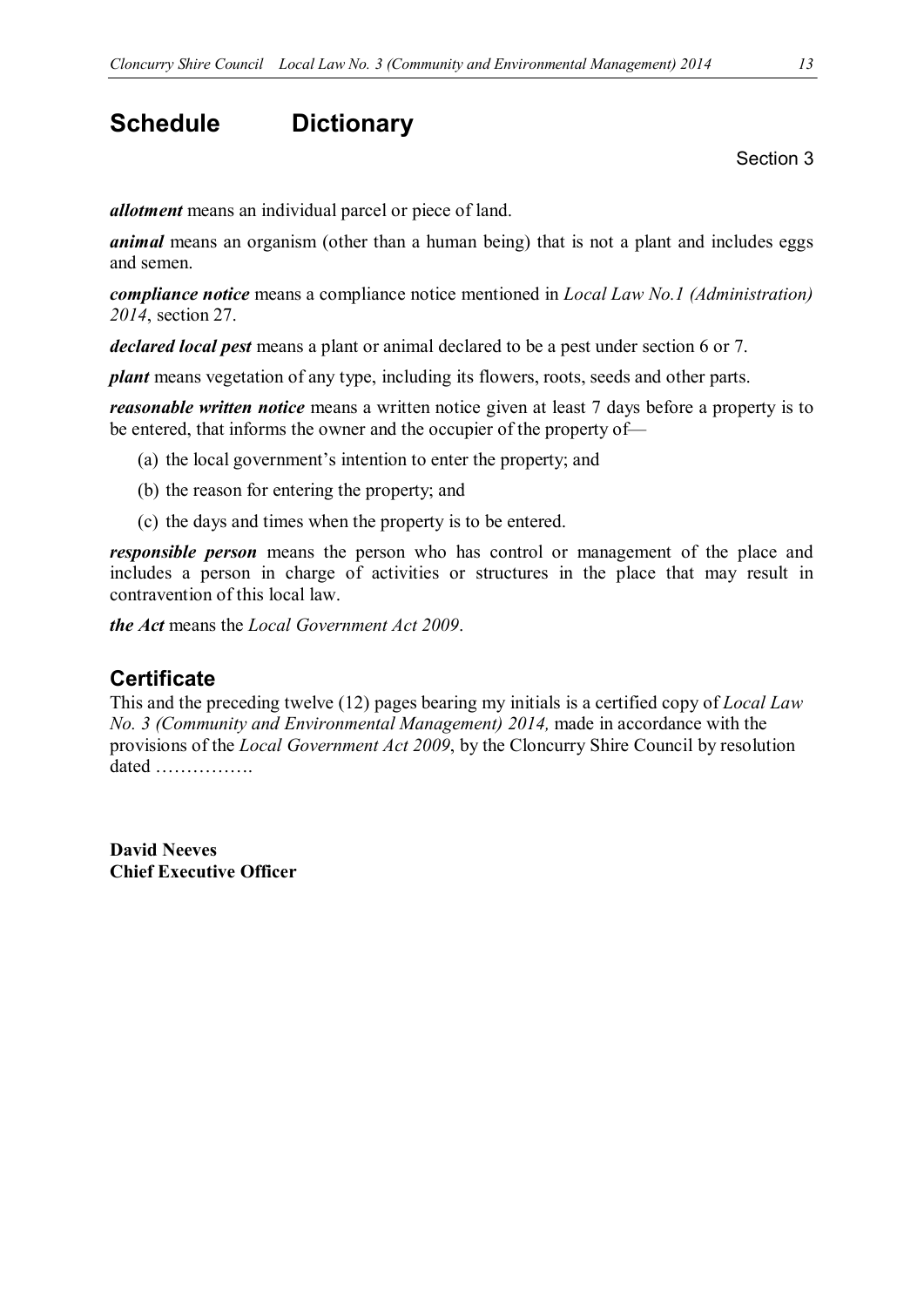# Schedule Dictionary

Section 3

***allotment*** means an individual parcel or piece of land.

***animal*** means an organism (other than a human being) that is not a plant and includes eggs and semen.

***compliance notice*** means a compliance notice mentioned in *Local Law No.1 (Administration) 2014*, section 27.

***declared local pest*** means a plant or animal declared to be a pest under section 6 or 7.

***plant*** means vegetation of any type, including its flowers, roots, seeds and other parts.

***reasonable written notice*** means a written notice given at least 7 days before a property is to be entered, that informs the owner and the occupier of the property of—

(a) the local government's intention to enter the property; and

(b) the reason for entering the property; and

(c) the days and times when the property is to be entered.

***responsible person*** means the person who has control or management of the place and includes a person in charge of activities or structures in the place that may result in contravention of this local law.

***the Act*** means the *Local Government Act 2009*.

## Certificate

This and the preceding twelve (12) pages bearing my initials is a certified copy of *Local Law No. 3 (Community and Environmental Management) 2014,* made in accordance with the provisions of the *Local Government Act 2009*, by the Cloncurry Shire Council by resolution dated …………….

**David Neeves**
**Chief Executive Officer**